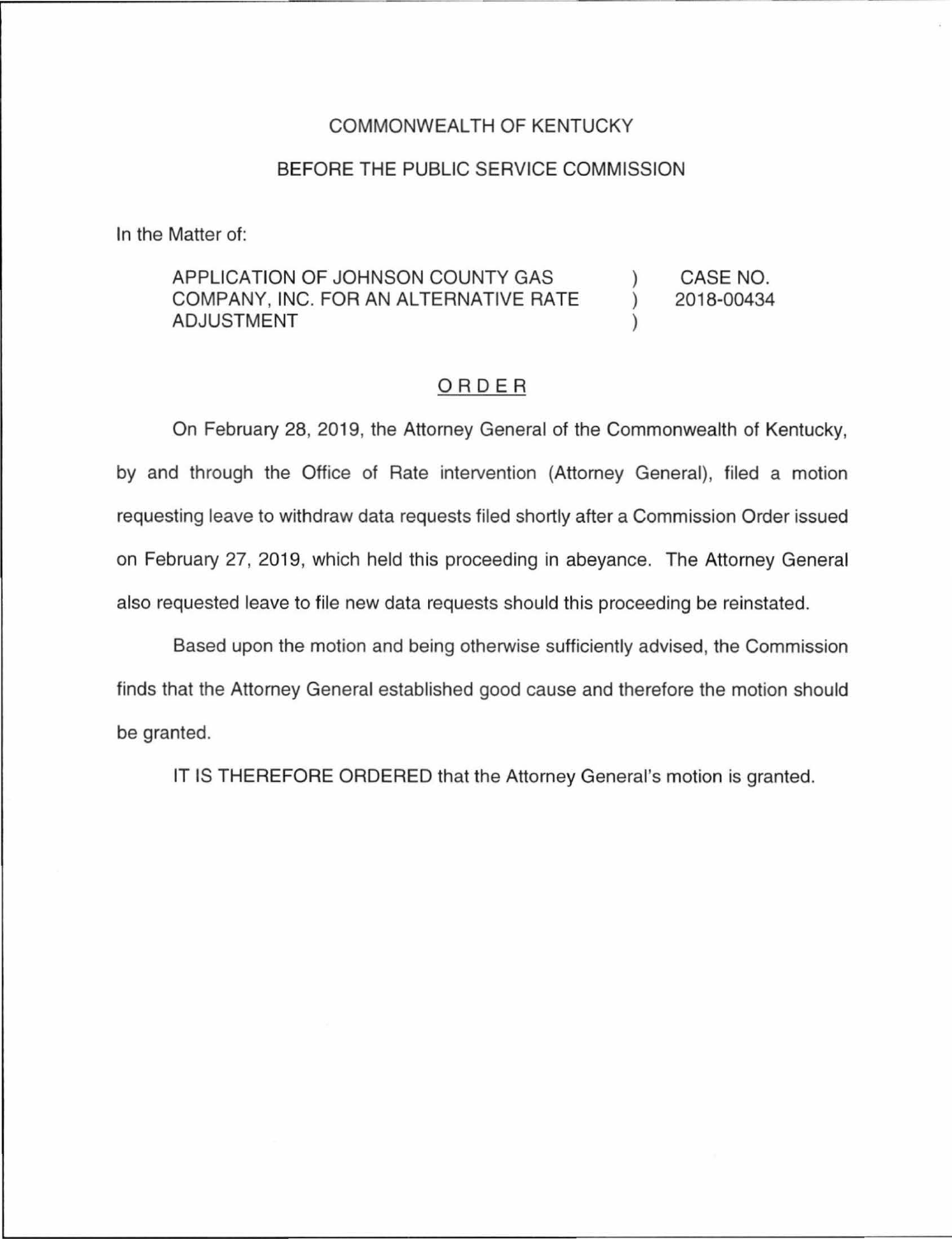COMMONWEALTH OF KENTUCKY

BEFORE THE PUBLIC SERVICE COMMISSION

In the Matter of:

| | | |
|---|---|---|
| APPLICATION OF JOHNSON COUNTY GAS COMPANY, INC. FOR AN ALTERNATIVE RATE ADJUSTMENT | ) ) ) | CASE NO. 2018-00434 |

## ORDER

On February 28, 2019, the Attorney General of the Commonwealth of Kentucky, by and through the Office of Rate intervention (Attorney General), filed a motion requesting leave to withdraw data requests filed shortly after a Commission Order issued on February 27, 2019, which held this proceeding in abeyance. The Attorney General also requested leave to file new data requests should this proceeding be reinstated.

Based upon the motion and being otherwise sufficiently advised, the Commission finds that the Attorney General established good cause and therefore the motion should be granted.

IT IS THEREFORE ORDERED that the Attorney General's motion is granted.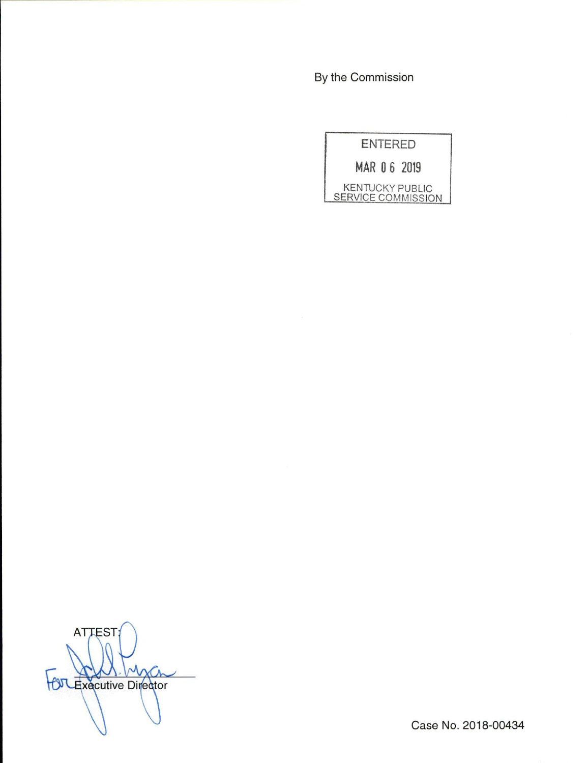By the Commission

ENTERED

MAR 06 2019

KENTUCKY PUBLIC SERVICE COMMISSION

ATTEST:

For Executive Director

Case No. 2018-00434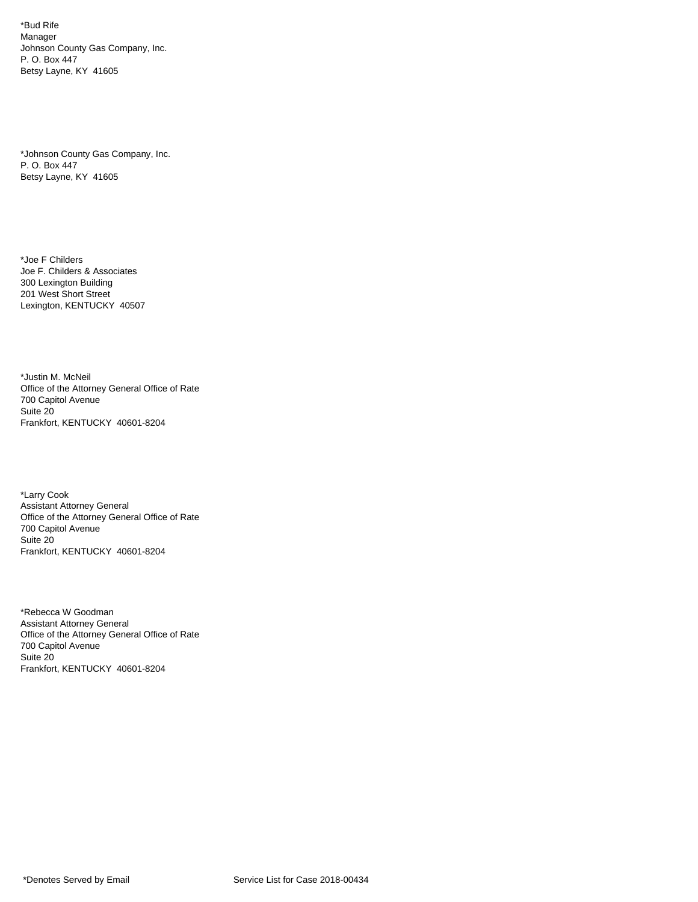*Bud Rife
Manager
Johnson County Gas Company, Inc.
P. O. Box 447
Betsy Layne, KY  41605

*Johnson County Gas Company, Inc.
P. O. Box 447
Betsy Layne, KY  41605

*Joe F Childers
Joe F. Childers & Associates
300 Lexington Building
201 West Short Street
Lexington, KENTUCKY  40507

*Justin M. McNeil
Office of the Attorney General Office of Rate
700 Capitol Avenue
Suite 20
Frankfort, KENTUCKY  40601-8204

*Larry Cook
Assistant Attorney General
Office of the Attorney General Office of Rate
700 Capitol Avenue
Suite 20
Frankfort, KENTUCKY  40601-8204

*Rebecca W Goodman
Assistant Attorney General
Office of the Attorney General Office of Rate
700 Capitol Avenue
Suite 20
Frankfort, KENTUCKY  40601-8204

*Denotes Served by Email

Service List for Case 2018-00434